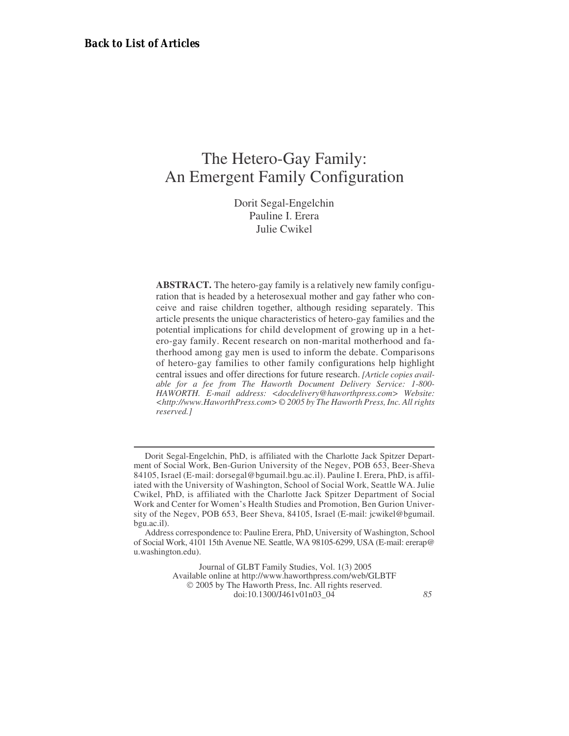**Back to List of Articles**

# The Hetero-Gay Family: An Emergent Family Configuration

Dorit Segal-Engelchin
Pauline I. Erera
Julie Cwikel

**ABSTRACT.** The hetero-gay family is a relatively new family configuration that is headed by a heterosexual mother and gay father who conceive and raise children together, although residing separately. This article presents the unique characteristics of hetero-gay families and the potential implications for child development of growing up in a hetero-gay family. Recent research on non-marital motherhood and fatherhood among gay men is used to inform the debate. Comparisons of hetero-gay families to other family configurations help highlight central issues and offer directions for future research. *[Article copies available for a fee from The Haworth Document Delivery Service: 1-800-HAWORTH. E-mail address: <docdelivery@haworthpress.com> Website: <http://www.HaworthPress.com> © 2005 by The Haworth Press, Inc. All rights reserved.]*

---

Dorit Segal-Engelchin, PhD, is affiliated with the Charlotte Jack Spitzer Department of Social Work, Ben-Gurion University of the Negev, POB 653, Beer-Sheva 84105, Israel (E-mail: dorsegal@bgumail.bgu.ac.il). Pauline I. Erera, PhD, is affiliated with the University of Washington, School of Social Work, Seattle WA. Julie Cwikel, PhD, is affiliated with the Charlotte Jack Spitzer Department of Social Work and Center for Women's Health Studies and Promotion, Ben Gurion University of the Negev, POB 653, Beer Sheva, 84105, Israel (E-mail: jcwikel@bgumail.bgu.ac.il).

Address correspondence to: Pauline Erera, PhD, University of Washington, School of Social Work, 4101 15th Avenue NE. Seattle, WA 98105-6299, USA (E-mail: ererap@u.washington.edu).

Journal of GLBT Family Studies, Vol. 1(3) 2005
Available online at http://www.haworthpress.com/web/GLBTF
© 2005 by The Haworth Press, Inc. All rights reserved.
doi:10.1300/J461v01n03_04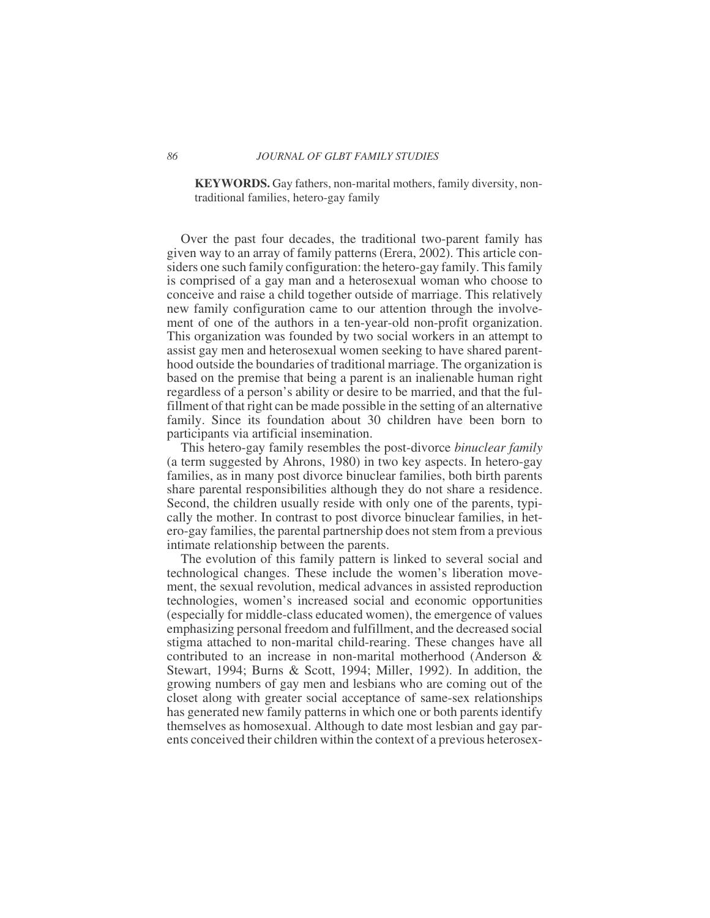**KEYWORDS.** Gay fathers, non-marital mothers, family diversity, non-traditional families, hetero-gay family

Over the past four decades, the traditional two-parent family has given way to an array of family patterns (Erera, 2002). This article considers one such family configuration: the hetero-gay family. This family is comprised of a gay man and a heterosexual woman who choose to conceive and raise a child together outside of marriage. This relatively new family configuration came to our attention through the involvement of one of the authors in a ten-year-old non-profit organization. This organization was founded by two social workers in an attempt to assist gay men and heterosexual women seeking to have shared parenthood outside the boundaries of traditional marriage. The organization is based on the premise that being a parent is an inalienable human right regardless of a person's ability or desire to be married, and that the fulfillment of that right can be made possible in the setting of an alternative family. Since its foundation about 30 children have been born to participants via artificial insemination.

This hetero-gay family resembles the post-divorce *binuclear family* (a term suggested by Ahrons, 1980) in two key aspects. In hetero-gay families, as in many post divorce binuclear families, both birth parents share parental responsibilities although they do not share a residence. Second, the children usually reside with only one of the parents, typically the mother. In contrast to post divorce binuclear families, in hetero-gay families, the parental partnership does not stem from a previous intimate relationship between the parents.

The evolution of this family pattern is linked to several social and technological changes. These include the women's liberation movement, the sexual revolution, medical advances in assisted reproduction technologies, women's increased social and economic opportunities (especially for middle-class educated women), the emergence of values emphasizing personal freedom and fulfillment, and the decreased social stigma attached to non-marital child-rearing. These changes have all contributed to an increase in non-marital motherhood (Anderson & Stewart, 1994; Burns & Scott, 1994; Miller, 1992). In addition, the growing numbers of gay men and lesbians who are coming out of the closet along with greater social acceptance of same-sex relationships has generated new family patterns in which one or both parents identify themselves as homosexual. Although to date most lesbian and gay parents conceived their children within the context of a previous heterosex-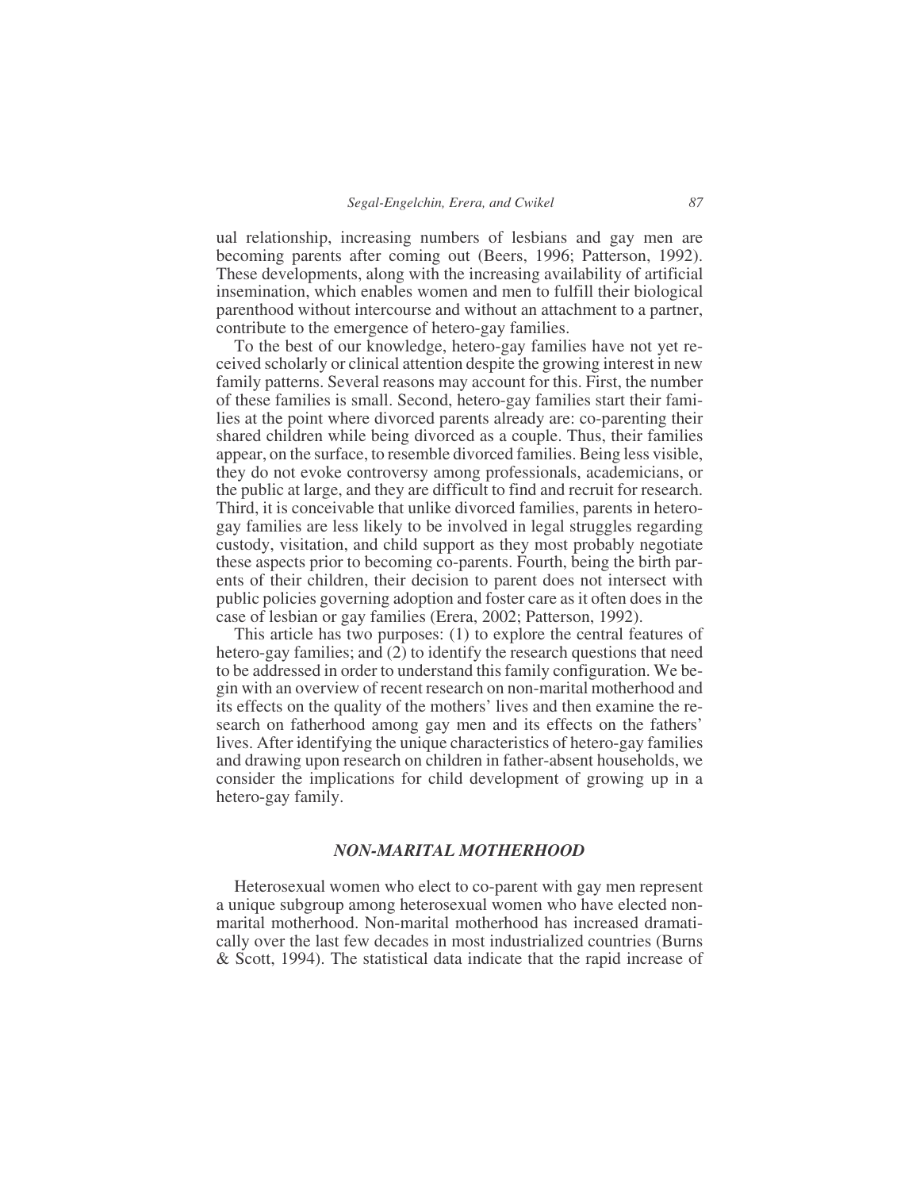ual relationship, increasing numbers of lesbians and gay men are becoming parents after coming out (Beers, 1996; Patterson, 1992). These developments, along with the increasing availability of artificial insemination, which enables women and men to fulfill their biological parenthood without intercourse and without an attachment to a partner, contribute to the emergence of hetero-gay families.

To the best of our knowledge, hetero-gay families have not yet received scholarly or clinical attention despite the growing interest in new family patterns. Several reasons may account for this. First, the number of these families is small. Second, hetero-gay families start their families at the point where divorced parents already are: co-parenting their shared children while being divorced as a couple. Thus, their families appear, on the surface, to resemble divorced families. Being less visible, they do not evoke controversy among professionals, academicians, or the public at large, and they are difficult to find and recruit for research. Third, it is conceivable that unlike divorced families, parents in hetero-gay families are less likely to be involved in legal struggles regarding custody, visitation, and child support as they most probably negotiate these aspects prior to becoming co-parents. Fourth, being the birth parents of their children, their decision to parent does not intersect with public policies governing adoption and foster care as it often does in the case of lesbian or gay families (Erera, 2002; Patterson, 1992).

This article has two purposes: (1) to explore the central features of hetero-gay families; and (2) to identify the research questions that need to be addressed in order to understand this family configuration. We begin with an overview of recent research on non-marital motherhood and its effects on the quality of the mothers' lives and then examine the research on fatherhood among gay men and its effects on the fathers' lives. After identifying the unique characteristics of hetero-gay families and drawing upon research on children in father-absent households, we consider the implications for child development of growing up in a hetero-gay family.

## *NON-MARITAL MOTHERHOOD*

Heterosexual women who elect to co-parent with gay men represent a unique subgroup among heterosexual women who have elected non-marital motherhood. Non-marital motherhood has increased dramatically over the last few decades in most industrialized countries (Burns & Scott, 1994). The statistical data indicate that the rapid increase of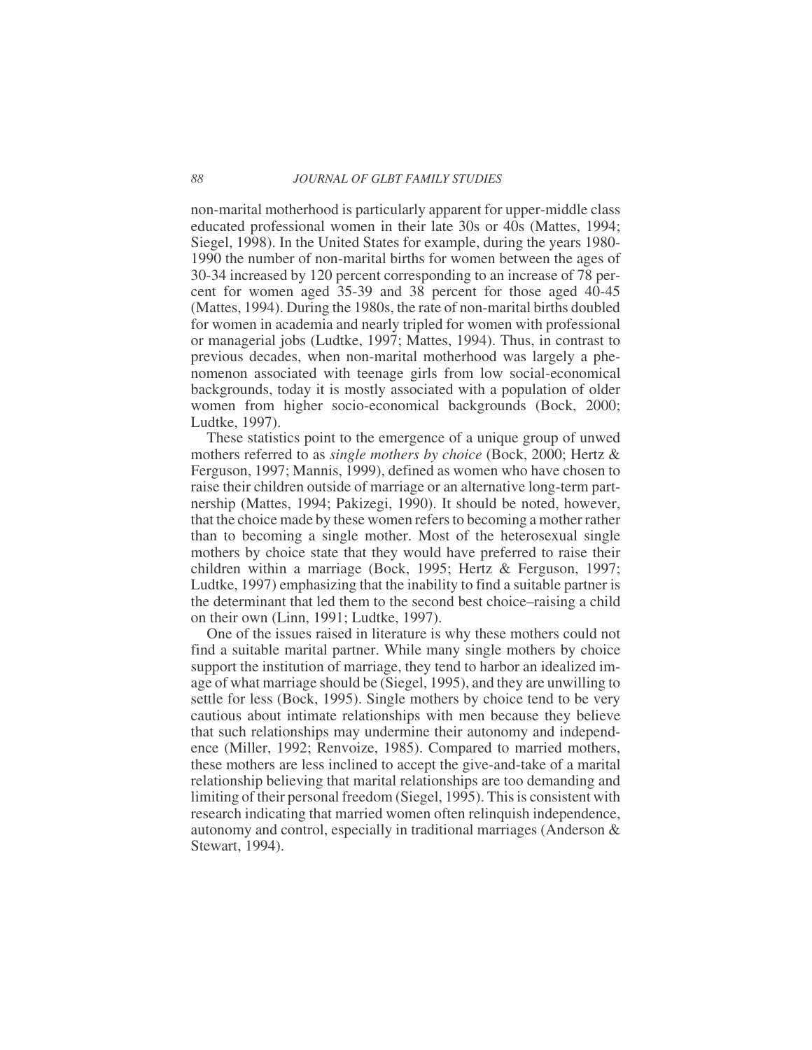non-marital motherhood is particularly apparent for upper-middle class educated professional women in their late 30s or 40s (Mattes, 1994; Siegel, 1998). In the United States for example, during the years 1980-1990 the number of non-marital births for women between the ages of 30-34 increased by 120 percent corresponding to an increase of 78 percent for women aged 35-39 and 38 percent for those aged 40-45 (Mattes, 1994). During the 1980s, the rate of non-marital births doubled for women in academia and nearly tripled for women with professional or managerial jobs (Ludtke, 1997; Mattes, 1994). Thus, in contrast to previous decades, when non-marital motherhood was largely a phenomenon associated with teenage girls from low social-economical backgrounds, today it is mostly associated with a population of older women from higher socio-economical backgrounds (Bock, 2000; Ludtke, 1997).

These statistics point to the emergence of a unique group of unwed mothers referred to as *single mothers by choice* (Bock, 2000; Hertz & Ferguson, 1997; Mannis, 1999), defined as women who have chosen to raise their children outside of marriage or an alternative long-term partnership (Mattes, 1994; Pakizegi, 1990). It should be noted, however, that the choice made by these women refers to becoming a mother rather than to becoming a single mother. Most of the heterosexual single mothers by choice state that they would have preferred to raise their children within a marriage (Bock, 1995; Hertz & Ferguson, 1997; Ludtke, 1997) emphasizing that the inability to find a suitable partner is the determinant that led them to the second best choice–raising a child on their own (Linn, 1991; Ludtke, 1997).

One of the issues raised in literature is why these mothers could not find a suitable marital partner. While many single mothers by choice support the institution of marriage, they tend to harbor an idealized image of what marriage should be (Siegel, 1995), and they are unwilling to settle for less (Bock, 1995). Single mothers by choice tend to be very cautious about intimate relationships with men because they believe that such relationships may undermine their autonomy and independence (Miller, 1992; Renvoize, 1985). Compared to married mothers, these mothers are less inclined to accept the give-and-take of a marital relationship believing that marital relationships are too demanding and limiting of their personal freedom (Siegel, 1995). This is consistent with research indicating that married women often relinquish independence, autonomy and control, especially in traditional marriages (Anderson & Stewart, 1994).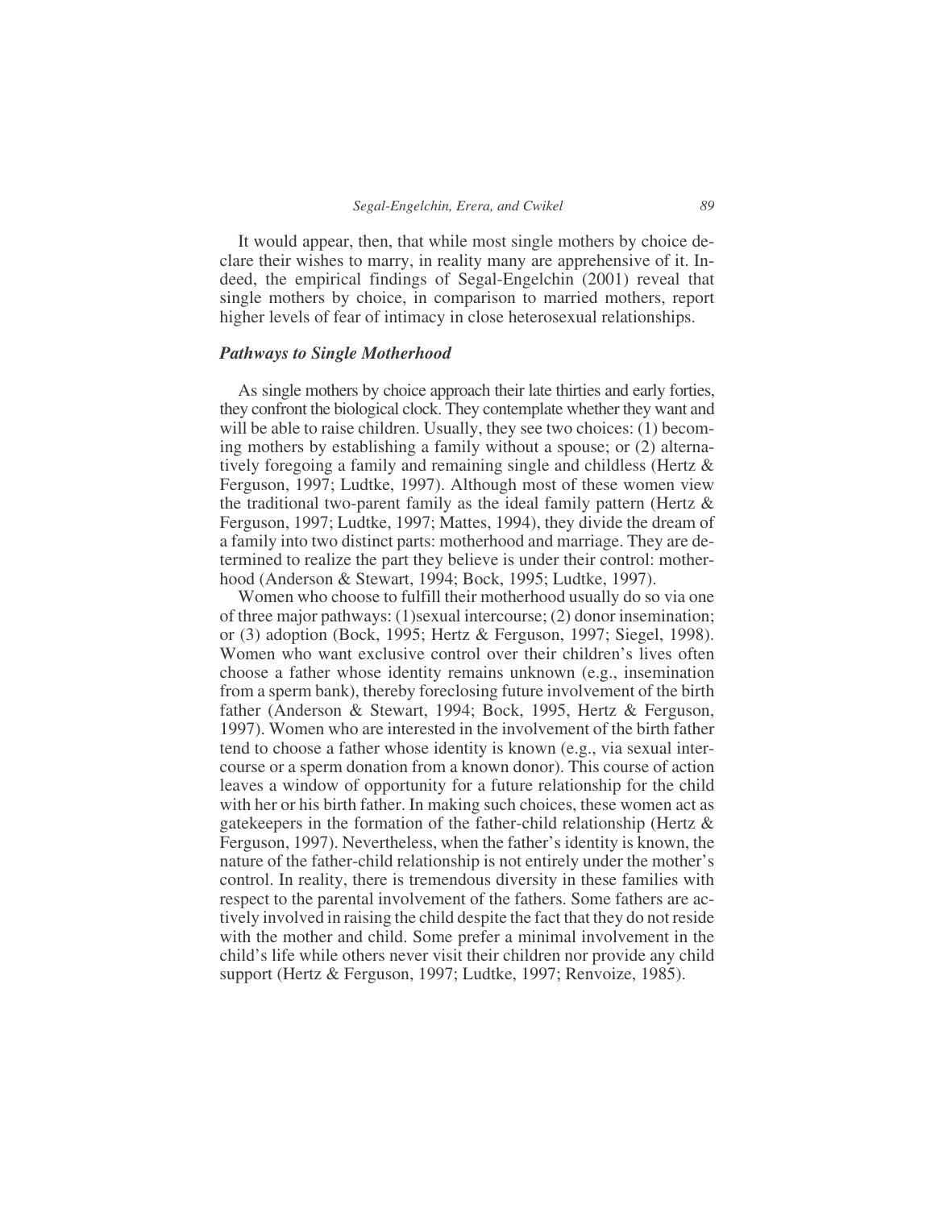It would appear, then, that while most single mothers by choice declare their wishes to marry, in reality many are apprehensive of it. Indeed, the empirical findings of Segal-Engelchin (2001) reveal that single mothers by choice, in comparison to married mothers, report higher levels of fear of intimacy in close heterosexual relationships.

### *Pathways to Single Motherhood*

As single mothers by choice approach their late thirties and early forties, they confront the biological clock. They contemplate whether they want and will be able to raise children. Usually, they see two choices: (1) becoming mothers by establishing a family without a spouse; or (2) alternatively foregoing a family and remaining single and childless (Hertz & Ferguson, 1997; Ludtke, 1997). Although most of these women view the traditional two-parent family as the ideal family pattern (Hertz & Ferguson, 1997; Ludtke, 1997; Mattes, 1994), they divide the dream of a family into two distinct parts: motherhood and marriage. They are determined to realize the part they believe is under their control: motherhood (Anderson & Stewart, 1994; Bock, 1995; Ludtke, 1997).

Women who choose to fulfill their motherhood usually do so via one of three major pathways: (1)sexual intercourse; (2) donor insemination; or (3) adoption (Bock, 1995; Hertz & Ferguson, 1997; Siegel, 1998). Women who want exclusive control over their children's lives often choose a father whose identity remains unknown (e.g., insemination from a sperm bank), thereby foreclosing future involvement of the birth father (Anderson & Stewart, 1994; Bock, 1995, Hertz & Ferguson, 1997). Women who are interested in the involvement of the birth father tend to choose a father whose identity is known (e.g., via sexual intercourse or a sperm donation from a known donor). This course of action leaves a window of opportunity for a future relationship for the child with her or his birth father. In making such choices, these women act as gatekeepers in the formation of the father-child relationship (Hertz & Ferguson, 1997). Nevertheless, when the father's identity is known, the nature of the father-child relationship is not entirely under the mother's control. In reality, there is tremendous diversity in these families with respect to the parental involvement of the fathers. Some fathers are actively involved in raising the child despite the fact that they do not reside with the mother and child. Some prefer a minimal involvement in the child's life while others never visit their children nor provide any child support (Hertz & Ferguson, 1997; Ludtke, 1997; Renvoize, 1985).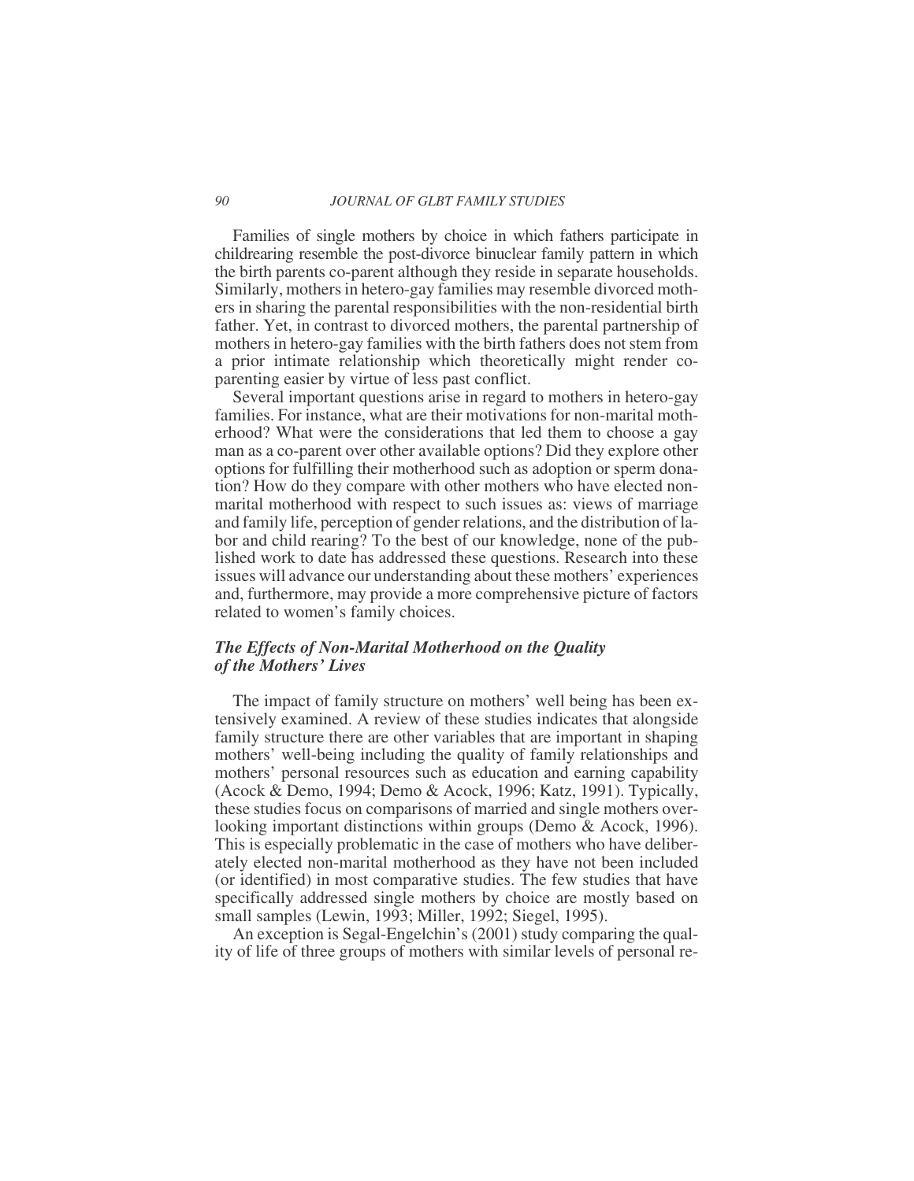Families of single mothers by choice in which fathers participate in childrearing resemble the post-divorce binuclear family pattern in which the birth parents co-parent although they reside in separate households. Similarly, mothers in hetero-gay families may resemble divorced mothers in sharing the parental responsibilities with the non-residential birth father. Yet, in contrast to divorced mothers, the parental partnership of mothers in hetero-gay families with the birth fathers does not stem from a prior intimate relationship which theoretically might render co-parenting easier by virtue of less past conflict.

Several important questions arise in regard to mothers in hetero-gay families. For instance, what are their motivations for non-marital motherhood? What were the considerations that led them to choose a gay man as a co-parent over other available options? Did they explore other options for fulfilling their motherhood such as adoption or sperm donation? How do they compare with other mothers who have elected non-marital motherhood with respect to such issues as: views of marriage and family life, perception of gender relations, and the distribution of labor and child rearing? To the best of our knowledge, none of the published work to date has addressed these questions. Research into these issues will advance our understanding about these mothers' experiences and, furthermore, may provide a more comprehensive picture of factors related to women's family choices.

### *The Effects of Non-Marital Motherhood on the Quality of the Mothers' Lives*

The impact of family structure on mothers' well being has been extensively examined. A review of these studies indicates that alongside family structure there are other variables that are important in shaping mothers' well-being including the quality of family relationships and mothers' personal resources such as education and earning capability (Acock & Demo, 1994; Demo & Acock, 1996; Katz, 1991). Typically, these studies focus on comparisons of married and single mothers overlooking important distinctions within groups (Demo & Acock, 1996). This is especially problematic in the case of mothers who have deliberately elected non-marital motherhood as they have not been included (or identified) in most comparative studies. The few studies that have specifically addressed single mothers by choice are mostly based on small samples (Lewin, 1993; Miller, 1992; Siegel, 1995).

An exception is Segal-Engelchin's (2001) study comparing the quality of life of three groups of mothers with similar levels of personal re-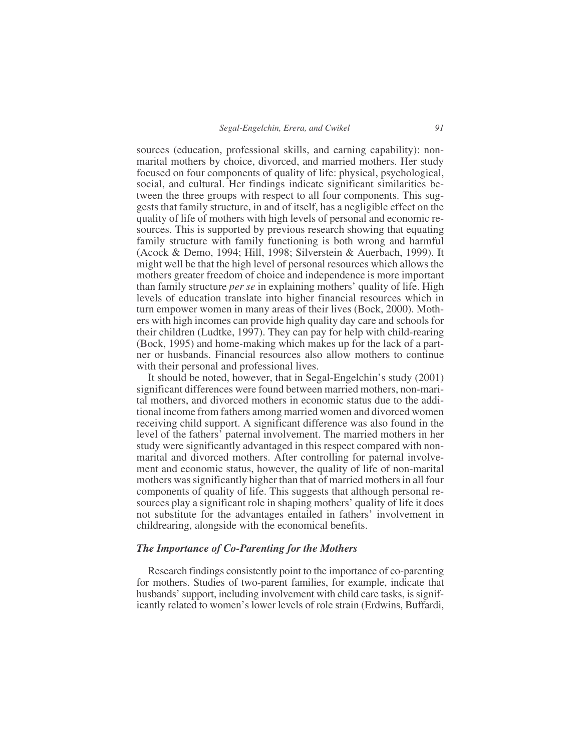sources (education, professional skills, and earning capability): non-marital mothers by choice, divorced, and married mothers. Her study focused on four components of quality of life: physical, psychological, social, and cultural. Her findings indicate significant similarities between the three groups with respect to all four components. This suggests that family structure, in and of itself, has a negligible effect on the quality of life of mothers with high levels of personal and economic resources. This is supported by previous research showing that equating family structure with family functioning is both wrong and harmful (Acock & Demo, 1994; Hill, 1998; Silverstein & Auerbach, 1999). It might well be that the high level of personal resources which allows the mothers greater freedom of choice and independence is more important than family structure *per se* in explaining mothers' quality of life. High levels of education translate into higher financial resources which in turn empower women in many areas of their lives (Bock, 2000). Mothers with high incomes can provide high quality day care and schools for their children (Ludtke, 1997). They can pay for help with child-rearing (Bock, 1995) and home-making which makes up for the lack of a partner or husbands. Financial resources also allow mothers to continue with their personal and professional lives.

It should be noted, however, that in Segal-Engelchin's study (2001) significant differences were found between married mothers, non-marital mothers, and divorced mothers in economic status due to the additional income from fathers among married women and divorced women receiving child support. A significant difference was also found in the level of the fathers' paternal involvement. The married mothers in her study were significantly advantaged in this respect compared with non-marital and divorced mothers. After controlling for paternal involvement and economic status, however, the quality of life of non-marital mothers was significantly higher than that of married mothers in all four components of quality of life. This suggests that although personal resources play a significant role in shaping mothers' quality of life it does not substitute for the advantages entailed in fathers' involvement in childrearing, alongside with the economical benefits.

### *The Importance of Co-Parenting for the Mothers*

Research findings consistently point to the importance of co-parenting for mothers. Studies of two-parent families, for example, indicate that husbands' support, including involvement with child care tasks, is significantly related to women's lower levels of role strain (Erdwins, Buffardi,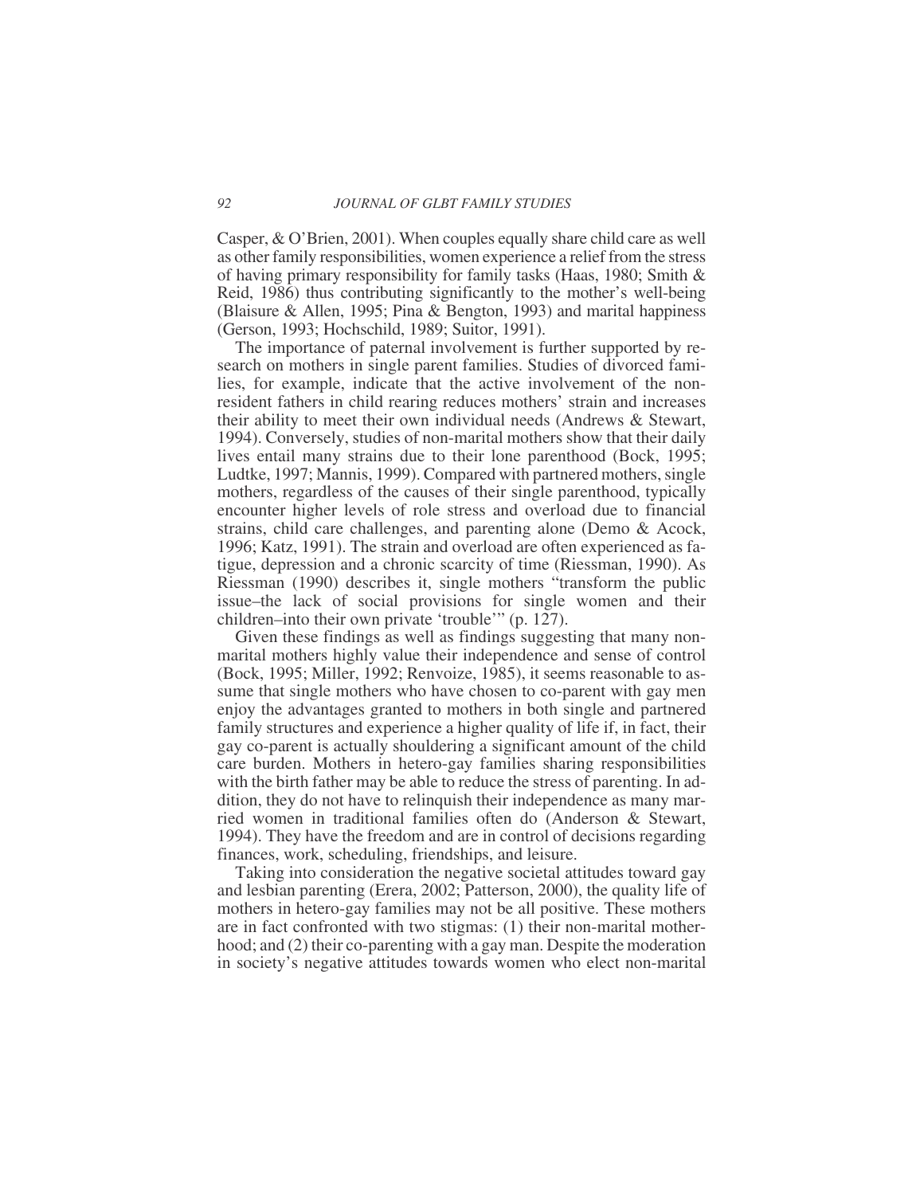Casper, & O'Brien, 2001). When couples equally share child care as well as other family responsibilities, women experience a relief from the stress of having primary responsibility for family tasks (Haas, 1980; Smith & Reid, 1986) thus contributing significantly to the mother's well-being (Blaisure & Allen, 1995; Pina & Bengton, 1993) and marital happiness (Gerson, 1993; Hochschild, 1989; Suitor, 1991).

The importance of paternal involvement is further supported by research on mothers in single parent families. Studies of divorced families, for example, indicate that the active involvement of the nonresident fathers in child rearing reduces mothers' strain and increases their ability to meet their own individual needs (Andrews & Stewart, 1994). Conversely, studies of non-marital mothers show that their daily lives entail many strains due to their lone parenthood (Bock, 1995; Ludtke, 1997; Mannis, 1999). Compared with partnered mothers, single mothers, regardless of the causes of their single parenthood, typically encounter higher levels of role stress and overload due to financial strains, child care challenges, and parenting alone (Demo & Acock, 1996; Katz, 1991). The strain and overload are often experienced as fatigue, depression and a chronic scarcity of time (Riessman, 1990). As Riessman (1990) describes it, single mothers "transform the public issue–the lack of social provisions for single women and their children–into their own private 'trouble'" (p. 127).

Given these findings as well as findings suggesting that many non-marital mothers highly value their independence and sense of control (Bock, 1995; Miller, 1992; Renvoize, 1985), it seems reasonable to assume that single mothers who have chosen to co-parent with gay men enjoy the advantages granted to mothers in both single and partnered family structures and experience a higher quality of life if, in fact, their gay co-parent is actually shouldering a significant amount of the child care burden. Mothers in hetero-gay families sharing responsibilities with the birth father may be able to reduce the stress of parenting. In addition, they do not have to relinquish their independence as many married women in traditional families often do (Anderson & Stewart, 1994). They have the freedom and are in control of decisions regarding finances, work, scheduling, friendships, and leisure.

Taking into consideration the negative societal attitudes toward gay and lesbian parenting (Erera, 2002; Patterson, 2000), the quality life of mothers in hetero-gay families may not be all positive. These mothers are in fact confronted with two stigmas: (1) their non-marital motherhood; and (2) their co-parenting with a gay man. Despite the moderation in society's negative attitudes towards women who elect non-marital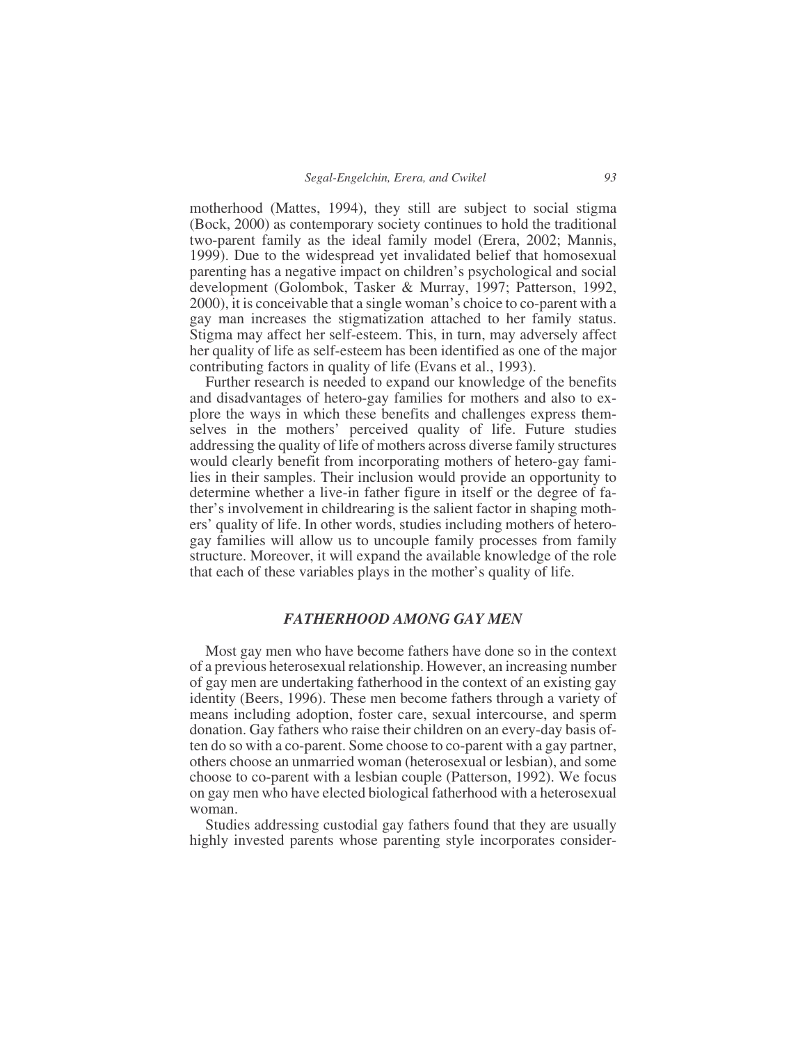motherhood (Mattes, 1994), they still are subject to social stigma (Bock, 2000) as contemporary society continues to hold the traditional two-parent family as the ideal family model (Erera, 2002; Mannis, 1999). Due to the widespread yet invalidated belief that homosexual parenting has a negative impact on children's psychological and social development (Golombok, Tasker & Murray, 1997; Patterson, 1992, 2000), it is conceivable that a single woman's choice to co-parent with a gay man increases the stigmatization attached to her family status. Stigma may affect her self-esteem. This, in turn, may adversely affect her quality of life as self-esteem has been identified as one of the major contributing factors in quality of life (Evans et al., 1993).

Further research is needed to expand our knowledge of the benefits and disadvantages of hetero-gay families for mothers and also to explore the ways in which these benefits and challenges express themselves in the mothers' perceived quality of life. Future studies addressing the quality of life of mothers across diverse family structures would clearly benefit from incorporating mothers of hetero-gay families in their samples. Their inclusion would provide an opportunity to determine whether a live-in father figure in itself or the degree of father's involvement in childrearing is the salient factor in shaping mothers' quality of life. In other words, studies including mothers of hetero-gay families will allow us to uncouple family processes from family structure. Moreover, it will expand the available knowledge of the role that each of these variables plays in the mother's quality of life.

## *FATHERHOOD AMONG GAY MEN*

Most gay men who have become fathers have done so in the context of a previous heterosexual relationship. However, an increasing number of gay men are undertaking fatherhood in the context of an existing gay identity (Beers, 1996). These men become fathers through a variety of means including adoption, foster care, sexual intercourse, and sperm donation. Gay fathers who raise their children on an every-day basis often do so with a co-parent. Some choose to co-parent with a gay partner, others choose an unmarried woman (heterosexual or lesbian), and some choose to co-parent with a lesbian couple (Patterson, 1992). We focus on gay men who have elected biological fatherhood with a heterosexual woman.

Studies addressing custodial gay fathers found that they are usually highly invested parents whose parenting style incorporates consider-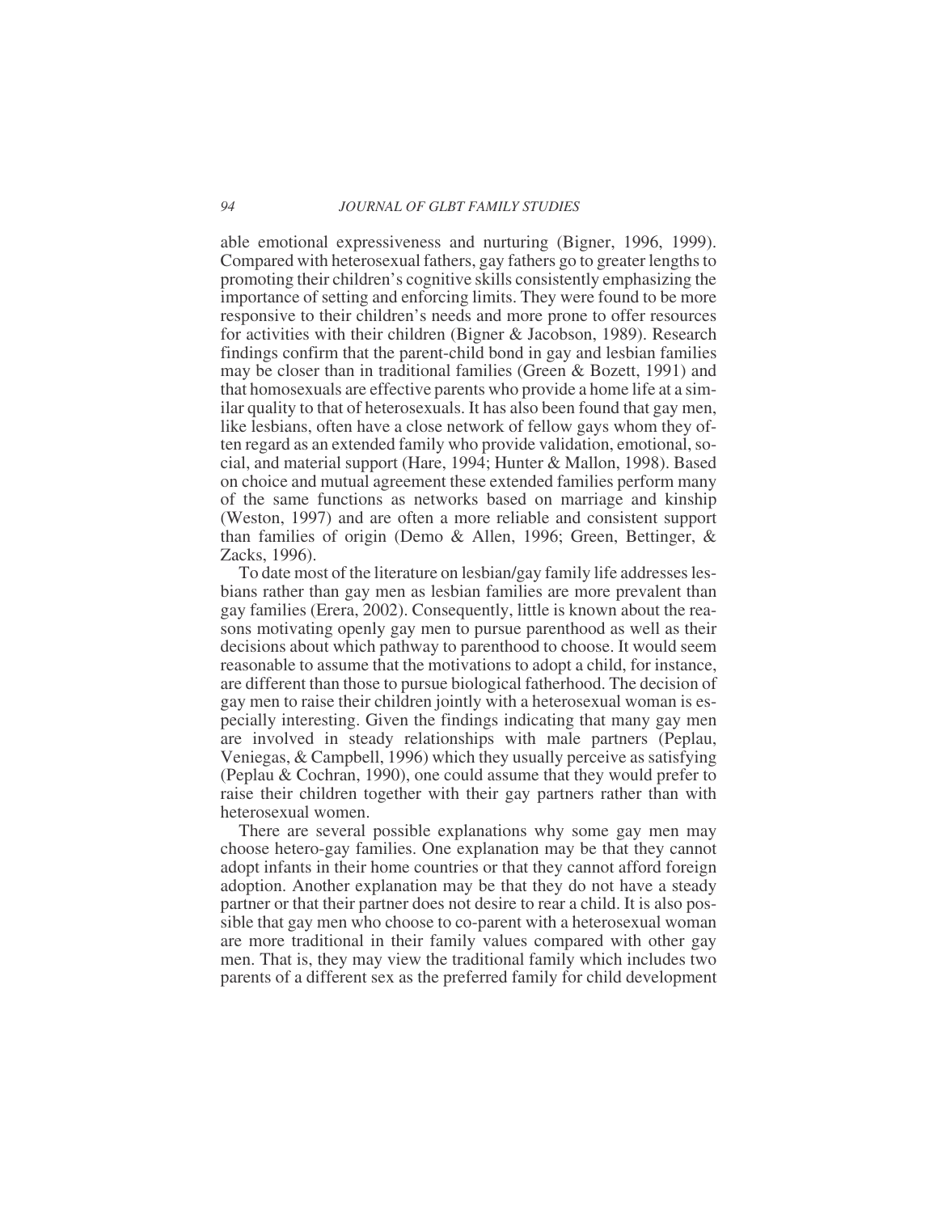able emotional expressiveness and nurturing (Bigner, 1996, 1999). Compared with heterosexual fathers, gay fathers go to greater lengths to promoting their children's cognitive skills consistently emphasizing the importance of setting and enforcing limits. They were found to be more responsive to their children's needs and more prone to offer resources for activities with their children (Bigner & Jacobson, 1989). Research findings confirm that the parent-child bond in gay and lesbian families may be closer than in traditional families (Green & Bozett, 1991) and that homosexuals are effective parents who provide a home life at a similar quality to that of heterosexuals. It has also been found that gay men, like lesbians, often have a close network of fellow gays whom they often regard as an extended family who provide validation, emotional, social, and material support (Hare, 1994; Hunter & Mallon, 1998). Based on choice and mutual agreement these extended families perform many of the same functions as networks based on marriage and kinship (Weston, 1997) and are often a more reliable and consistent support than families of origin (Demo & Allen, 1996; Green, Bettinger, & Zacks, 1996).

To date most of the literature on lesbian/gay family life addresses lesbians rather than gay men as lesbian families are more prevalent than gay families (Erera, 2002). Consequently, little is known about the reasons motivating openly gay men to pursue parenthood as well as their decisions about which pathway to parenthood to choose. It would seem reasonable to assume that the motivations to adopt a child, for instance, are different than those to pursue biological fatherhood. The decision of gay men to raise their children jointly with a heterosexual woman is especially interesting. Given the findings indicating that many gay men are involved in steady relationships with male partners (Peplau, Veniegas, & Campbell, 1996) which they usually perceive as satisfying (Peplau & Cochran, 1990), one could assume that they would prefer to raise their children together with their gay partners rather than with heterosexual women.

There are several possible explanations why some gay men may choose hetero-gay families. One explanation may be that they cannot adopt infants in their home countries or that they cannot afford foreign adoption. Another explanation may be that they do not have a steady partner or that their partner does not desire to rear a child. It is also possible that gay men who choose to co-parent with a heterosexual woman are more traditional in their family values compared with other gay men. That is, they may view the traditional family which includes two parents of a different sex as the preferred family for child development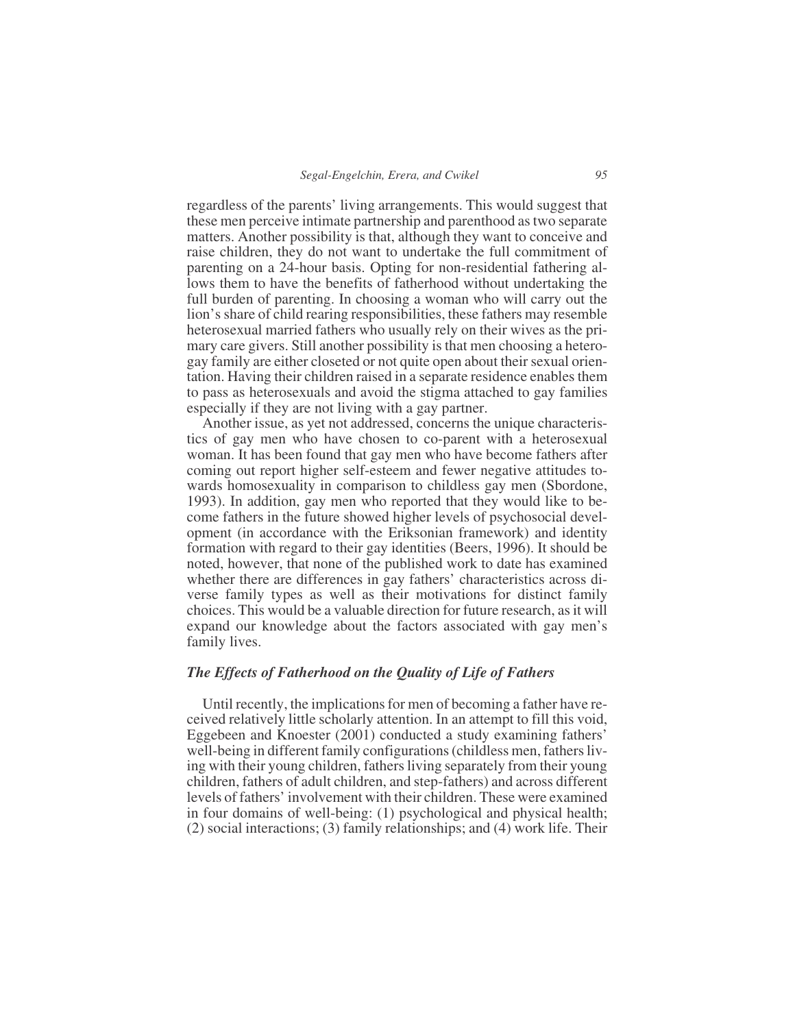regardless of the parents' living arrangements. This would suggest that these men perceive intimate partnership and parenthood as two separate matters. Another possibility is that, although they want to conceive and raise children, they do not want to undertake the full commitment of parenting on a 24-hour basis. Opting for non-residential fathering allows them to have the benefits of fatherhood without undertaking the full burden of parenting. In choosing a woman who will carry out the lion's share of child rearing responsibilities, these fathers may resemble heterosexual married fathers who usually rely on their wives as the primary care givers. Still another possibility is that men choosing a hetero-gay family are either closeted or not quite open about their sexual orientation. Having their children raised in a separate residence enables them to pass as heterosexuals and avoid the stigma attached to gay families especially if they are not living with a gay partner.

Another issue, as yet not addressed, concerns the unique characteristics of gay men who have chosen to co-parent with a heterosexual woman. It has been found that gay men who have become fathers after coming out report higher self-esteem and fewer negative attitudes towards homosexuality in comparison to childless gay men (Sbordone, 1993). In addition, gay men who reported that they would like to become fathers in the future showed higher levels of psychosocial development (in accordance with the Eriksonian framework) and identity formation with regard to their gay identities (Beers, 1996). It should be noted, however, that none of the published work to date has examined whether there are differences in gay fathers' characteristics across diverse family types as well as their motivations for distinct family choices. This would be a valuable direction for future research, as it will expand our knowledge about the factors associated with gay men's family lives.

### *The Effects of Fatherhood on the Quality of Life of Fathers*

Until recently, the implications for men of becoming a father have received relatively little scholarly attention. In an attempt to fill this void, Eggebeen and Knoester (2001) conducted a study examining fathers' well-being in different family configurations (childless men, fathers living with their young children, fathers living separately from their young children, fathers of adult children, and step-fathers) and across different levels of fathers' involvement with their children. These were examined in four domains of well-being: (1) psychological and physical health; (2) social interactions; (3) family relationships; and (4) work life. Their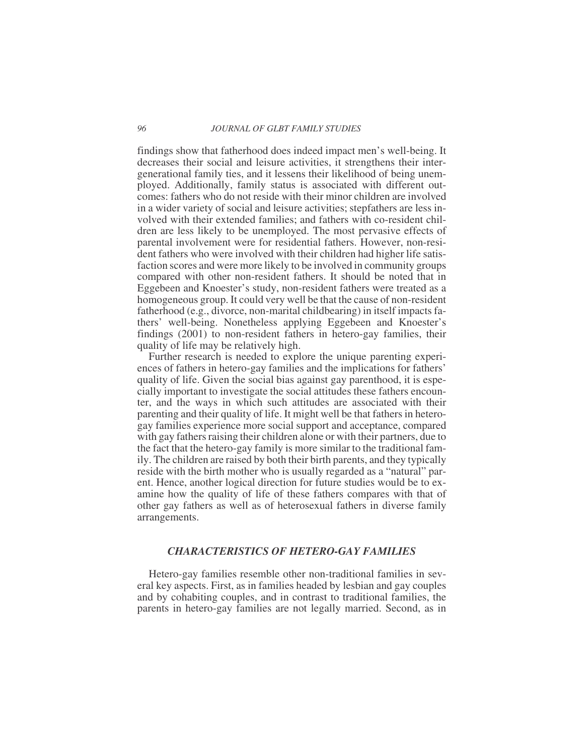findings show that fatherhood does indeed impact men's well-being. It decreases their social and leisure activities, it strengthens their intergenerational family ties, and it lessens their likelihood of being unemployed. Additionally, family status is associated with different outcomes: fathers who do not reside with their minor children are involved in a wider variety of social and leisure activities; stepfathers are less involved with their extended families; and fathers with co-resident children are less likely to be unemployed. The most pervasive effects of parental involvement were for residential fathers. However, non-resident fathers who were involved with their children had higher life satisfaction scores and were more likely to be involved in community groups compared with other non-resident fathers. It should be noted that in Eggebeen and Knoester's study, non-resident fathers were treated as a homogeneous group. It could very well be that the cause of non-resident fatherhood (e.g., divorce, non-marital childbearing) in itself impacts fathers' well-being. Nonetheless applying Eggebeen and Knoester's findings (2001) to non-resident fathers in hetero-gay families, their quality of life may be relatively high.

Further research is needed to explore the unique parenting experiences of fathers in hetero-gay families and the implications for fathers' quality of life. Given the social bias against gay parenthood, it is especially important to investigate the social attitudes these fathers encounter, and the ways in which such attitudes are associated with their parenting and their quality of life. It might well be that fathers in hetero-gay families experience more social support and acceptance, compared with gay fathers raising their children alone or with their partners, due to the fact that the hetero-gay family is more similar to the traditional family. The children are raised by both their birth parents, and they typically reside with the birth mother who is usually regarded as a "natural" parent. Hence, another logical direction for future studies would be to examine how the quality of life of these fathers compares with that of other gay fathers as well as of heterosexual fathers in diverse family arrangements.

## *CHARACTERISTICS OF HETERO-GAY FAMILIES*

Hetero-gay families resemble other non-traditional families in several key aspects. First, as in families headed by lesbian and gay couples and by cohabiting couples, and in contrast to traditional families, the parents in hetero-gay families are not legally married. Second, as in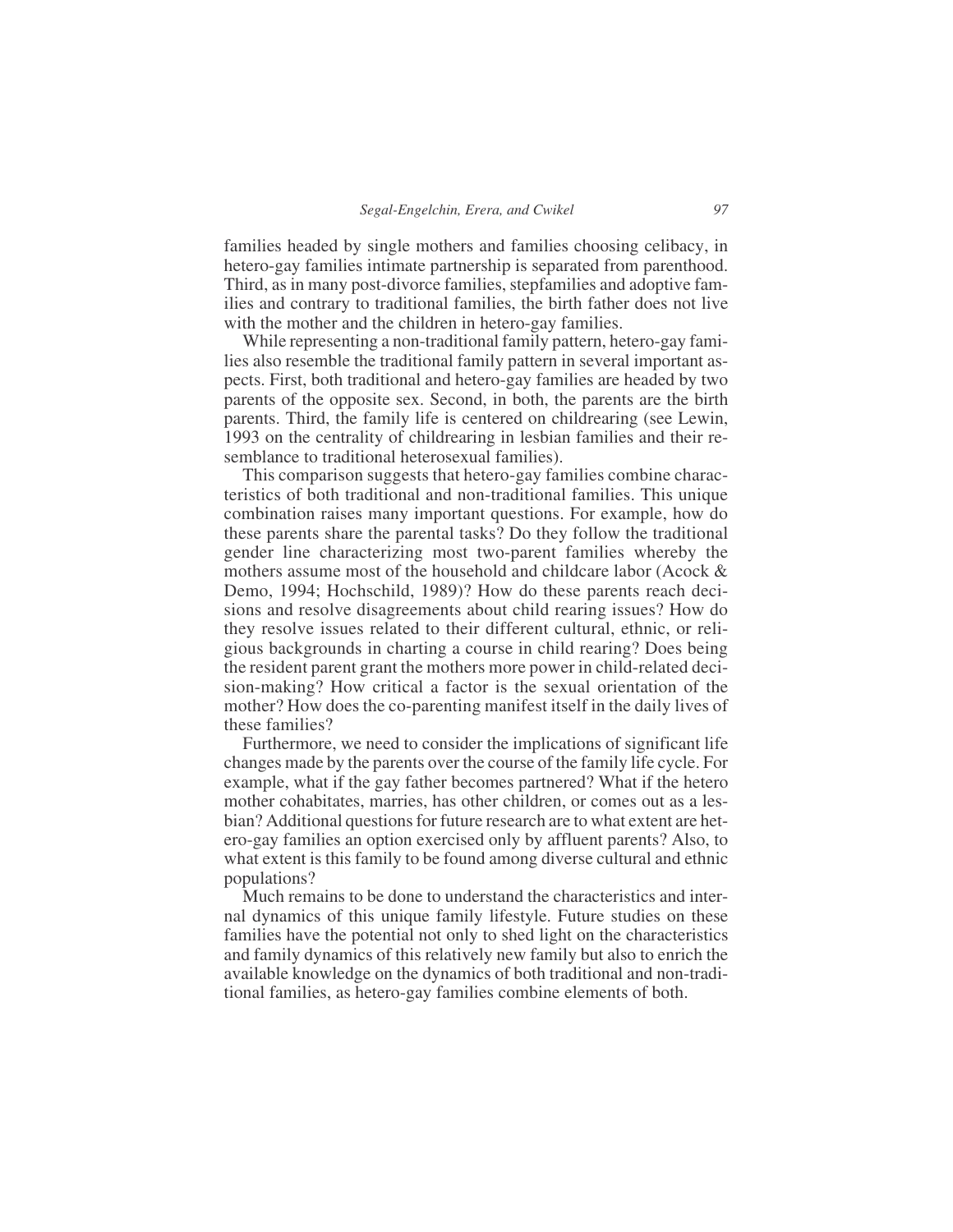families headed by single mothers and families choosing celibacy, in hetero-gay families intimate partnership is separated from parenthood. Third, as in many post-divorce families, stepfamilies and adoptive families and contrary to traditional families, the birth father does not live with the mother and the children in hetero-gay families.

While representing a non-traditional family pattern, hetero-gay families also resemble the traditional family pattern in several important aspects. First, both traditional and hetero-gay families are headed by two parents of the opposite sex. Second, in both, the parents are the birth parents. Third, the family life is centered on childrearing (see Lewin, 1993 on the centrality of childrearing in lesbian families and their resemblance to traditional heterosexual families).

This comparison suggests that hetero-gay families combine characteristics of both traditional and non-traditional families. This unique combination raises many important questions. For example, how do these parents share the parental tasks? Do they follow the traditional gender line characterizing most two-parent families whereby the mothers assume most of the household and childcare labor (Acock & Demo, 1994; Hochschild, 1989)? How do these parents reach decisions and resolve disagreements about child rearing issues? How do they resolve issues related to their different cultural, ethnic, or religious backgrounds in charting a course in child rearing? Does being the resident parent grant the mothers more power in child-related decision-making? How critical a factor is the sexual orientation of the mother? How does the co-parenting manifest itself in the daily lives of these families?

Furthermore, we need to consider the implications of significant life changes made by the parents over the course of the family life cycle. For example, what if the gay father becomes partnered? What if the hetero mother cohabitates, marries, has other children, or comes out as a lesbian? Additional questions for future research are to what extent are hetero-gay families an option exercised only by affluent parents? Also, to what extent is this family to be found among diverse cultural and ethnic populations?

Much remains to be done to understand the characteristics and internal dynamics of this unique family lifestyle. Future studies on these families have the potential not only to shed light on the characteristics and family dynamics of this relatively new family but also to enrich the available knowledge on the dynamics of both traditional and non-traditional families, as hetero-gay families combine elements of both.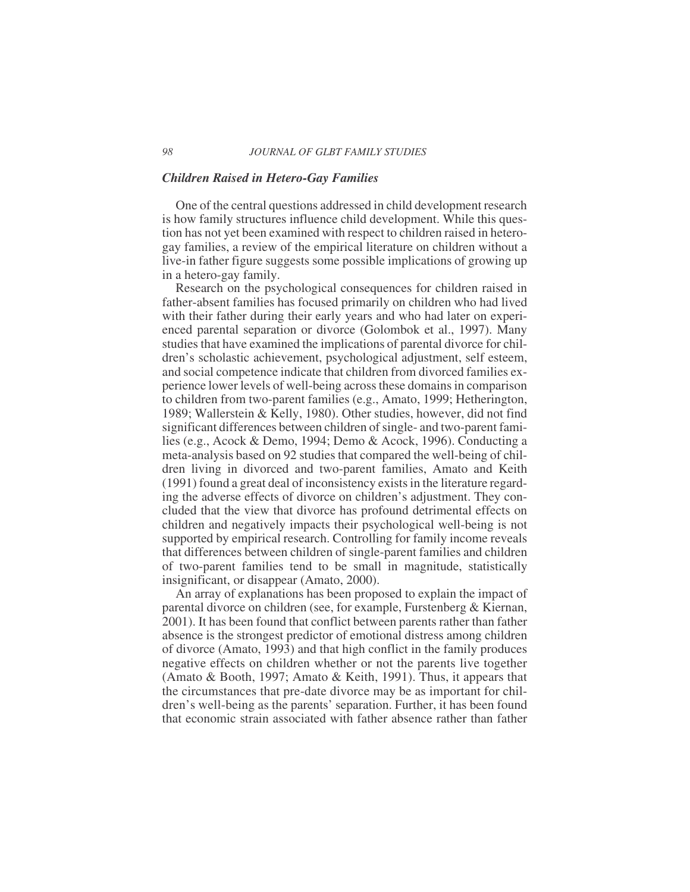### *Children Raised in Hetero-Gay Families*

One of the central questions addressed in child development research is how family structures influence child development. While this question has not yet been examined with respect to children raised in hetero-gay families, a review of the empirical literature on children without a live-in father figure suggests some possible implications of growing up in a hetero-gay family.

Research on the psychological consequences for children raised in father-absent families has focused primarily on children who had lived with their father during their early years and who had later on experienced parental separation or divorce (Golombok et al., 1997). Many studies that have examined the implications of parental divorce for children's scholastic achievement, psychological adjustment, self esteem, and social competence indicate that children from divorced families experience lower levels of well-being across these domains in comparison to children from two-parent families (e.g., Amato, 1999; Hetherington, 1989; Wallerstein & Kelly, 1980). Other studies, however, did not find significant differences between children of single- and two-parent families (e.g., Acock & Demo, 1994; Demo & Acock, 1996). Conducting a meta-analysis based on 92 studies that compared the well-being of children living in divorced and two-parent families, Amato and Keith (1991) found a great deal of inconsistency exists in the literature regarding the adverse effects of divorce on children's adjustment. They concluded that the view that divorce has profound detrimental effects on children and negatively impacts their psychological well-being is not supported by empirical research. Controlling for family income reveals that differences between children of single-parent families and children of two-parent families tend to be small in magnitude, statistically insignificant, or disappear (Amato, 2000).

An array of explanations has been proposed to explain the impact of parental divorce on children (see, for example, Furstenberg & Kiernan, 2001). It has been found that conflict between parents rather than father absence is the strongest predictor of emotional distress among children of divorce (Amato, 1993) and that high conflict in the family produces negative effects on children whether or not the parents live together (Amato & Booth, 1997; Amato & Keith, 1991). Thus, it appears that the circumstances that pre-date divorce may be as important for children's well-being as the parents' separation. Further, it has been found that economic strain associated with father absence rather than father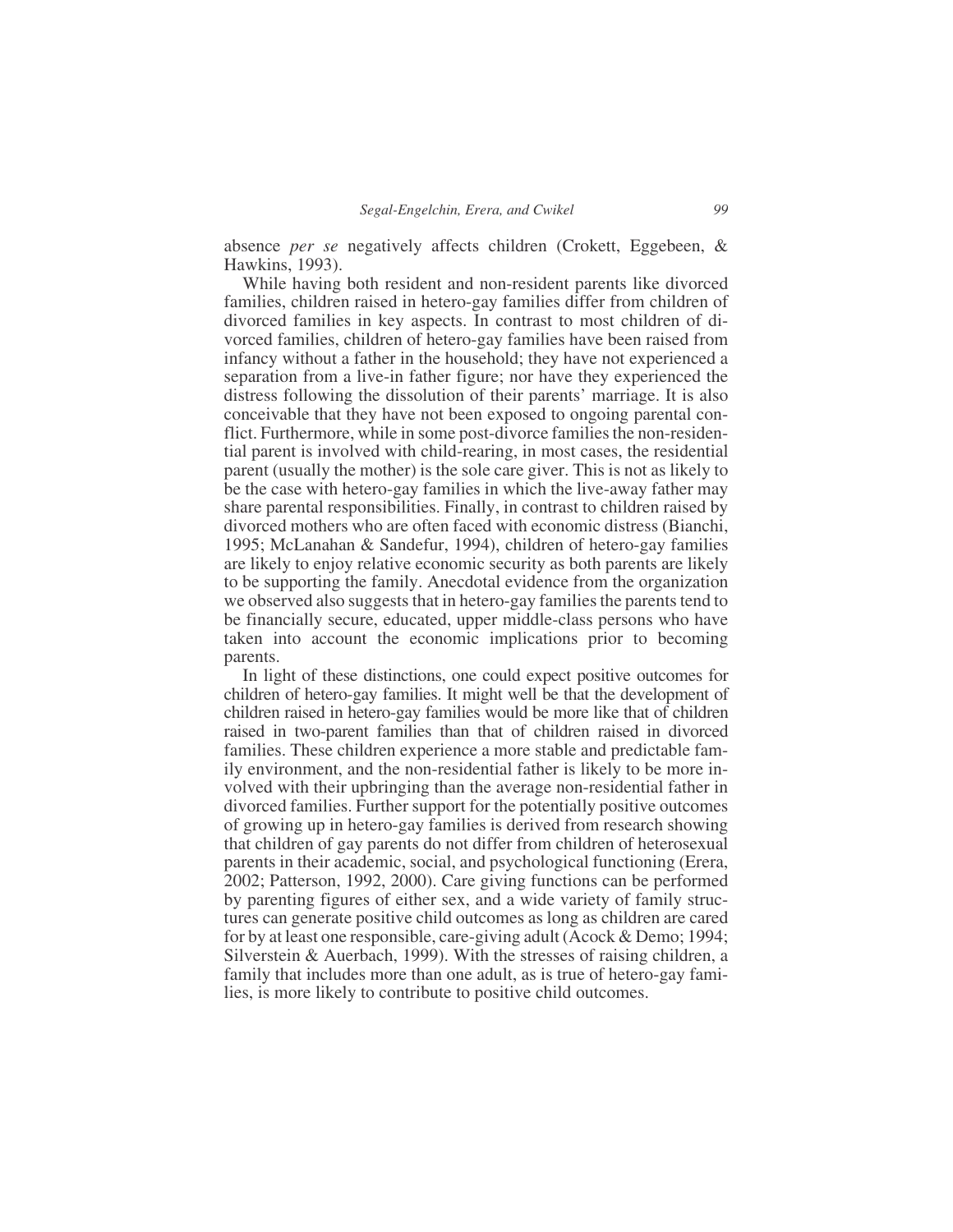absence *per se* negatively affects children (Crokett, Eggebeen, & Hawkins, 1993).

While having both resident and non-resident parents like divorced families, children raised in hetero-gay families differ from children of divorced families in key aspects. In contrast to most children of divorced families, children of hetero-gay families have been raised from infancy without a father in the household; they have not experienced a separation from a live-in father figure; nor have they experienced the distress following the dissolution of their parents' marriage. It is also conceivable that they have not been exposed to ongoing parental conflict. Furthermore, while in some post-divorce families the non-residential parent is involved with child-rearing, in most cases, the residential parent (usually the mother) is the sole care giver. This is not as likely to be the case with hetero-gay families in which the live-away father may share parental responsibilities. Finally, in contrast to children raised by divorced mothers who are often faced with economic distress (Bianchi, 1995; McLanahan & Sandefur, 1994), children of hetero-gay families are likely to enjoy relative economic security as both parents are likely to be supporting the family. Anecdotal evidence from the organization we observed also suggests that in hetero-gay families the parents tend to be financially secure, educated, upper middle-class persons who have taken into account the economic implications prior to becoming parents.

In light of these distinctions, one could expect positive outcomes for children of hetero-gay families. It might well be that the development of children raised in hetero-gay families would be more like that of children raised in two-parent families than that of children raised in divorced families. These children experience a more stable and predictable family environment, and the non-residential father is likely to be more involved with their upbringing than the average non-residential father in divorced families. Further support for the potentially positive outcomes of growing up in hetero-gay families is derived from research showing that children of gay parents do not differ from children of heterosexual parents in their academic, social, and psychological functioning (Erera, 2002; Patterson, 1992, 2000). Care giving functions can be performed by parenting figures of either sex, and a wide variety of family structures can generate positive child outcomes as long as children are cared for by at least one responsible, care-giving adult (Acock & Demo; 1994; Silverstein & Auerbach, 1999). With the stresses of raising children, a family that includes more than one adult, as is true of hetero-gay families, is more likely to contribute to positive child outcomes.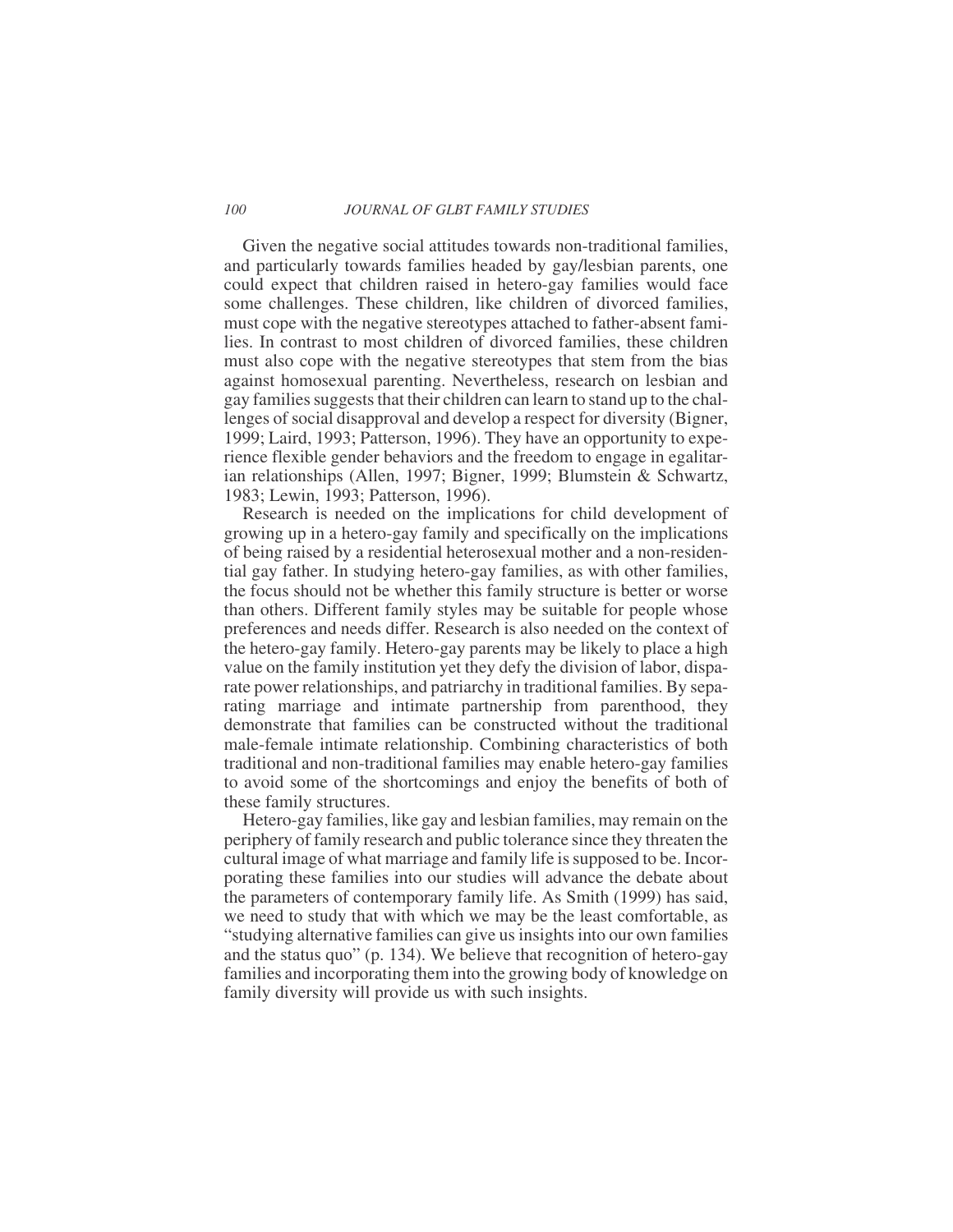Given the negative social attitudes towards non-traditional families, and particularly towards families headed by gay/lesbian parents, one could expect that children raised in hetero-gay families would face some challenges. These children, like children of divorced families, must cope with the negative stereotypes attached to father-absent families. In contrast to most children of divorced families, these children must also cope with the negative stereotypes that stem from the bias against homosexual parenting. Nevertheless, research on lesbian and gay families suggests that their children can learn to stand up to the challenges of social disapproval and develop a respect for diversity (Bigner, 1999; Laird, 1993; Patterson, 1996). They have an opportunity to experience flexible gender behaviors and the freedom to engage in egalitarian relationships (Allen, 1997; Bigner, 1999; Blumstein & Schwartz, 1983; Lewin, 1993; Patterson, 1996).

Research is needed on the implications for child development of growing up in a hetero-gay family and specifically on the implications of being raised by a residential heterosexual mother and a non-residential gay father. In studying hetero-gay families, as with other families, the focus should not be whether this family structure is better or worse than others. Different family styles may be suitable for people whose preferences and needs differ. Research is also needed on the context of the hetero-gay family. Hetero-gay parents may be likely to place a high value on the family institution yet they defy the division of labor, disparate power relationships, and patriarchy in traditional families. By separating marriage and intimate partnership from parenthood, they demonstrate that families can be constructed without the traditional male-female intimate relationship. Combining characteristics of both traditional and non-traditional families may enable hetero-gay families to avoid some of the shortcomings and enjoy the benefits of both of these family structures.

Hetero-gay families, like gay and lesbian families, may remain on the periphery of family research and public tolerance since they threaten the cultural image of what marriage and family life is supposed to be. Incorporating these families into our studies will advance the debate about the parameters of contemporary family life. As Smith (1999) has said, we need to study that with which we may be the least comfortable, as "studying alternative families can give us insights into our own families and the status quo" (p. 134). We believe that recognition of hetero-gay families and incorporating them into the growing body of knowledge on family diversity will provide us with such insights.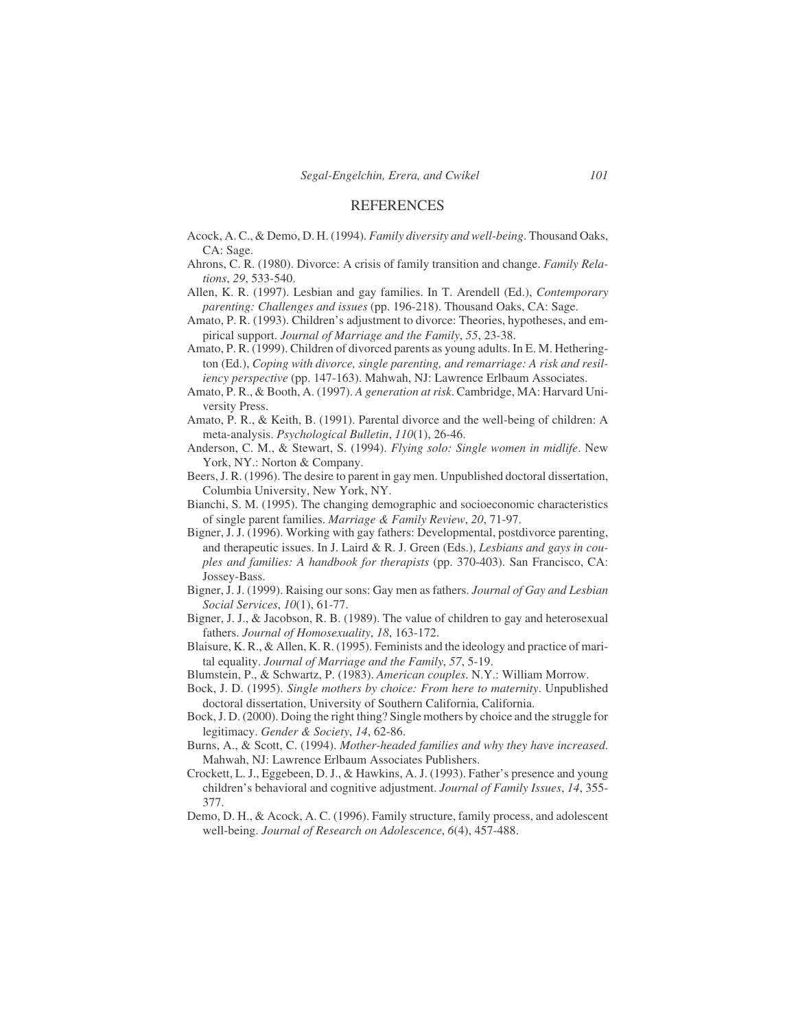## REFERENCES

Acock, A. C., & Demo, D. H. (1994). *Family diversity and well-being*. Thousand Oaks, CA: Sage.

Ahrons, C. R. (1980). Divorce: A crisis of family transition and change. *Family Relations*, *29*, 533-540.

Allen, K. R. (1997). Lesbian and gay families. In T. Arendell (Ed.), *Contemporary parenting: Challenges and issues* (pp. 196-218). Thousand Oaks, CA: Sage.

Amato, P. R. (1993). Children's adjustment to divorce: Theories, hypotheses, and empirical support. *Journal of Marriage and the Family*, *55*, 23-38.

Amato, P. R. (1999). Children of divorced parents as young adults. In E. M. Hetherington (Ed.), *Coping with divorce, single parenting, and remarriage: A risk and resiliency perspective* (pp. 147-163). Mahwah, NJ: Lawrence Erlbaum Associates.

Amato, P. R., & Booth, A. (1997). *A generation at risk*. Cambridge, MA: Harvard University Press.

Amato, P. R., & Keith, B. (1991). Parental divorce and the well-being of children: A meta-analysis. *Psychological Bulletin*, *110*(1), 26-46.

Anderson, C. M., & Stewart, S. (1994). *Flying solo: Single women in midlife*. New York, NY.: Norton & Company.

Beers, J. R. (1996). The desire to parent in gay men. Unpublished doctoral dissertation, Columbia University, New York, NY.

Bianchi, S. M. (1995). The changing demographic and socioeconomic characteristics of single parent families. *Marriage & Family Review*, *20*, 71-97.

Bigner, J. J. (1996). Working with gay fathers: Developmental, postdivorce parenting, and therapeutic issues. In J. Laird & R. J. Green (Eds.), *Lesbians and gays in couples and families: A handbook for therapists* (pp. 370-403). San Francisco, CA: Jossey-Bass.

Bigner, J. J. (1999). Raising our sons: Gay men as fathers. *Journal of Gay and Lesbian Social Services*, *10*(1), 61-77.

Bigner, J. J., & Jacobson, R. B. (1989). The value of children to gay and heterosexual fathers. *Journal of Homosexuality*, *18*, 163-172.

Blaisure, K. R., & Allen, K. R. (1995). Feminists and the ideology and practice of marital equality. *Journal of Marriage and the Family*, *57*, 5-19.

Blumstein, P., & Schwartz, P. (1983). *American couples*. N.Y.: William Morrow.

Bock, J. D. (1995). *Single mothers by choice: From here to maternity*. Unpublished doctoral dissertation, University of Southern California, California.

Bock, J. D. (2000). Doing the right thing? Single mothers by choice and the struggle for legitimacy. *Gender & Society*, *14*, 62-86.

Burns, A., & Scott, C. (1994). *Mother-headed families and why they have increased*. Mahwah, NJ: Lawrence Erlbaum Associates Publishers.

Crockett, L. J., Eggebeen, D. J., & Hawkins, A. J. (1993). Father's presence and young children's behavioral and cognitive adjustment. *Journal of Family Issues*, *14*, 355-377.

Demo, D. H., & Acock, A. C. (1996). Family structure, family process, and adolescent well-being. *Journal of Research on Adolescence*, *6*(4), 457-488.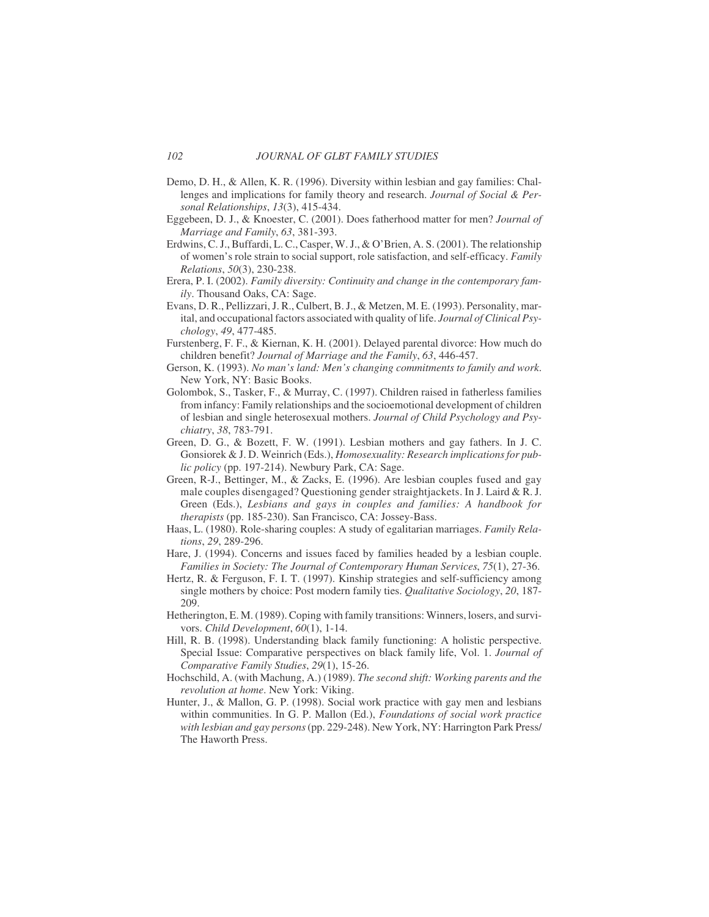Demo, D. H., & Allen, K. R. (1996). Diversity within lesbian and gay families: Challenges and implications for family theory and research. *Journal of Social & Personal Relationships*, *13*(3), 415-434.

Eggebeen, D. J., & Knoester, C. (2001). Does fatherhood matter for men? *Journal of Marriage and Family*, *63*, 381-393.

Erdwins, C. J., Buffardi, L. C., Casper, W. J., & O'Brien, A. S. (2001). The relationship of women's role strain to social support, role satisfaction, and self-efficacy. *Family Relations*, *50*(3), 230-238.

Erera, P. I. (2002). *Family diversity: Continuity and change in the contemporary family*. Thousand Oaks, CA: Sage.

Evans, D. R., Pellizzari, J. R., Culbert, B. J., & Metzen, M. E. (1993). Personality, marital, and occupational factors associated with quality of life. *Journal of Clinical Psychology*, *49*, 477-485.

Furstenberg, F. F., & Kiernan, K. H. (2001). Delayed parental divorce: How much do children benefit? *Journal of Marriage and the Family*, *63*, 446-457.

Gerson, K. (1993). *No man's land: Men's changing commitments to family and work*. New York, NY: Basic Books.

Golombok, S., Tasker, F., & Murray, C. (1997). Children raised in fatherless families from infancy: Family relationships and the socioemotional development of children of lesbian and single heterosexual mothers. *Journal of Child Psychology and Psychiatry*, *38*, 783-791.

Green, D. G., & Bozett, F. W. (1991). Lesbian mothers and gay fathers. In J. C. Gonsiorek & J. D. Weinrich (Eds.), *Homosexuality: Research implications for public policy* (pp. 197-214). Newbury Park, CA: Sage.

Green, R-J., Bettinger, M., & Zacks, E. (1996). Are lesbian couples fused and gay male couples disengaged? Questioning gender straightjackets. In J. Laird & R. J. Green (Eds.), *Lesbians and gays in couples and families: A handbook for therapists* (pp. 185-230). San Francisco, CA: Jossey-Bass.

Haas, L. (1980). Role-sharing couples: A study of egalitarian marriages. *Family Relations*, *29*, 289-296.

Hare, J. (1994). Concerns and issues faced by families headed by a lesbian couple. *Families in Society: The Journal of Contemporary Human Services*, *75*(1), 27-36.

Hertz, R. & Ferguson, F. I. T. (1997). Kinship strategies and self-sufficiency among single mothers by choice: Post modern family ties. *Qualitative Sociology*, *20*, 187-209.

Hetherington, E. M. (1989). Coping with family transitions: Winners, losers, and survivors. *Child Development*, *60*(1), 1-14.

Hill, R. B. (1998). Understanding black family functioning: A holistic perspective. Special Issue: Comparative perspectives on black family life, Vol. 1. *Journal of Comparative Family Studies*, *29*(1), 15-26.

Hochschild, A. (with Machung, A.) (1989). *The second shift: Working parents and the revolution at home*. New York: Viking.

Hunter, J., & Mallon, G. P. (1998). Social work practice with gay men and lesbians within communities. In G. P. Mallon (Ed.), *Foundations of social work practice with lesbian and gay persons* (pp. 229-248). New York, NY: Harrington Park Press/ The Haworth Press.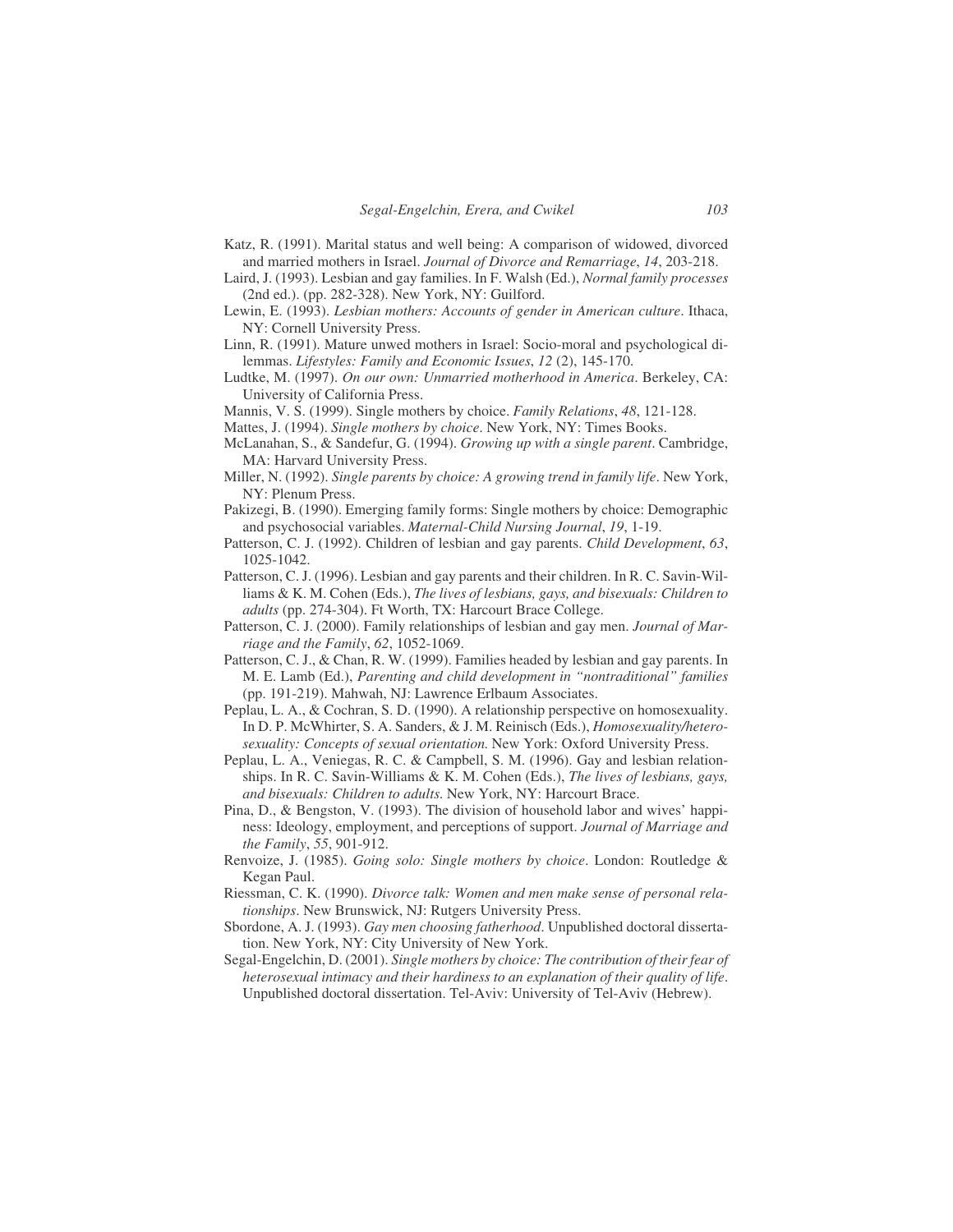Katz, R. (1991). Marital status and well being: A comparison of widowed, divorced and married mothers in Israel. *Journal of Divorce and Remarriage*, *14*, 203-218.

Laird, J. (1993). Lesbian and gay families. In F. Walsh (Ed.), *Normal family processes* (2nd ed.). (pp. 282-328). New York, NY: Guilford.

Lewin, E. (1993). *Lesbian mothers: Accounts of gender in American culture*. Ithaca, NY: Cornell University Press.

Linn, R. (1991). Mature unwed mothers in Israel: Socio-moral and psychological dilemmas. *Lifestyles: Family and Economic Issues*, *12* (2), 145-170.

Ludtke, M. (1997). *On our own: Unmarried motherhood in America*. Berkeley, CA: University of California Press.

Mannis, V. S. (1999). Single mothers by choice. *Family Relations*, *48*, 121-128.

Mattes, J. (1994). *Single mothers by choice*. New York, NY: Times Books.

McLanahan, S., & Sandefur, G. (1994). *Growing up with a single parent*. Cambridge, MA: Harvard University Press.

Miller, N. (1992). *Single parents by choice: A growing trend in family life*. New York, NY: Plenum Press.

Pakizegi, B. (1990). Emerging family forms: Single mothers by choice: Demographic and psychosocial variables. *Maternal-Child Nursing Journal*, *19*, 1-19.

Patterson, C. J. (1992). Children of lesbian and gay parents. *Child Development*, *63*, 1025-1042.

Patterson, C. J. (1996). Lesbian and gay parents and their children. In R. C. Savin-Williams & K. M. Cohen (Eds.), *The lives of lesbians, gays, and bisexuals: Children to adults* (pp. 274-304). Ft Worth, TX: Harcourt Brace College.

Patterson, C. J. (2000). Family relationships of lesbian and gay men. *Journal of Marriage and the Family*, *62*, 1052-1069.

Patterson, C. J., & Chan, R. W. (1999). Families headed by lesbian and gay parents. In M. E. Lamb (Ed.), *Parenting and child development in "nontraditional" families* (pp. 191-219). Mahwah, NJ: Lawrence Erlbaum Associates.

Peplau, L. A., & Cochran, S. D. (1990). A relationship perspective on homosexuality. In D. P. McWhirter, S. A. Sanders, & J. M. Reinisch (Eds.), *Homosexuality/heterosexuality: Concepts of sexual orientation.* New York: Oxford University Press.

Peplau, L. A., Veniegas, R. C. & Campbell, S. M. (1996). Gay and lesbian relationships. In R. C. Savin-Williams & K. M. Cohen (Eds.), *The lives of lesbians, gays, and bisexuals: Children to adults.* New York, NY: Harcourt Brace.

Pina, D., & Bengston, V. (1993). The division of household labor and wives' happiness: Ideology, employment, and perceptions of support. *Journal of Marriage and the Family*, *55*, 901-912.

Renvoize, J. (1985). *Going solo: Single mothers by choice*. London: Routledge & Kegan Paul.

Riessman, C. K. (1990). *Divorce talk: Women and men make sense of personal relationships*. New Brunswick, NJ: Rutgers University Press.

Sbordone, A. J. (1993). *Gay men choosing fatherhood*. Unpublished doctoral dissertation. New York, NY: City University of New York.

Segal-Engelchin, D. (2001). *Single mothers by choice: The contribution of their fear of heterosexual intimacy and their hardiness to an explanation of their quality of life*. Unpublished doctoral dissertation. Tel-Aviv: University of Tel-Aviv (Hebrew).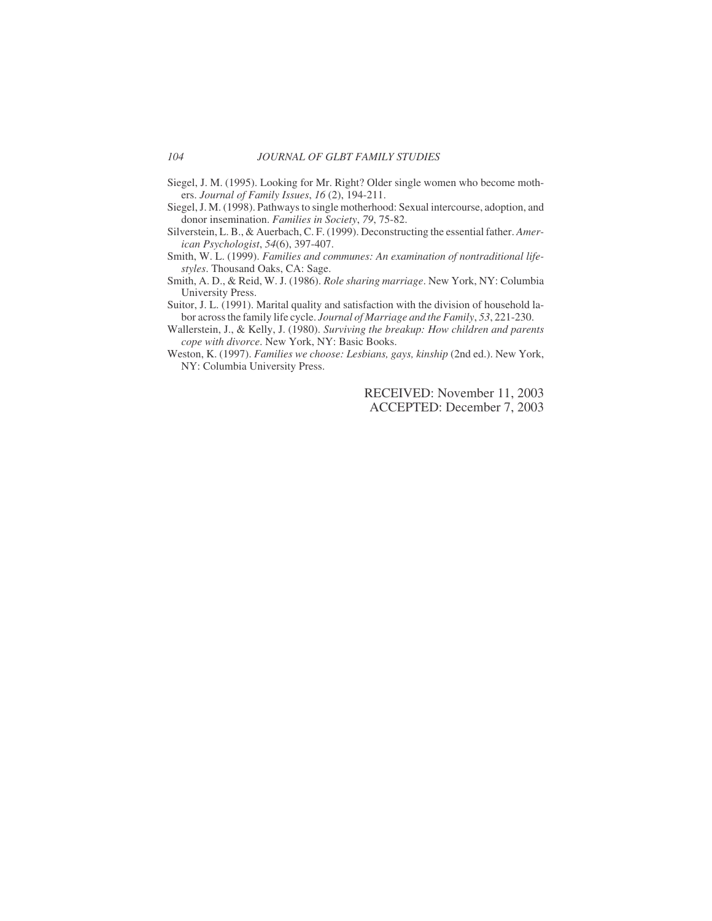Siegel, J. M. (1995). Looking for Mr. Right? Older single women who become mothers. *Journal of Family Issues*, *16* (2), 194-211.

Siegel, J. M. (1998). Pathways to single motherhood: Sexual intercourse, adoption, and donor insemination. *Families in Society*, *79*, 75-82.

Silverstein, L. B., & Auerbach, C. F. (1999). Deconstructing the essential father. *American Psychologist*, *54*(6), 397-407.

Smith, W. L. (1999). *Families and communes: An examination of nontraditional lifestyles*. Thousand Oaks, CA: Sage.

Smith, A. D., & Reid, W. J. (1986). *Role sharing marriage*. New York, NY: Columbia University Press.

Suitor, J. L. (1991). Marital quality and satisfaction with the division of household labor across the family life cycle. *Journal of Marriage and the Family*, *53*, 221-230.

Wallerstein, J., & Kelly, J. (1980). *Surviving the breakup: How children and parents cope with divorce*. New York, NY: Basic Books.

Weston, K. (1997). *Families we choose: Lesbians, gays, kinship* (2nd ed.). New York, NY: Columbia University Press.

RECEIVED: November 11, 2003
ACCEPTED: December 7, 2003